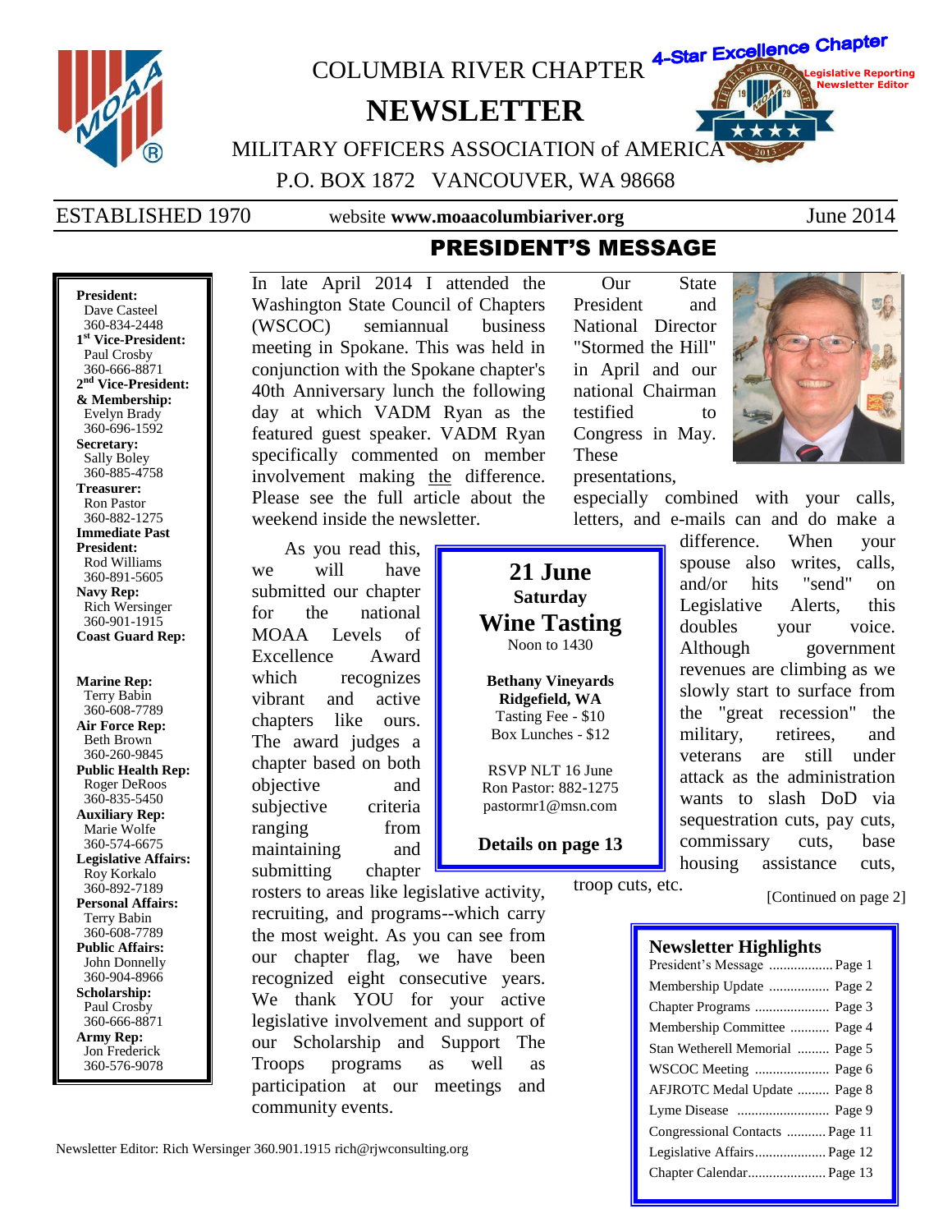# COLUMBIA RIVER CHAPTER NEWSLETTER

4-Star Excellence Chapter — Legislative Reporting, Newsletter Editor

MILITARY OFFICERS ASSOCIATION of AMERICA

P.O. BOX 1872 VANCOUVER, WA 98668

ESTABLISHED 1970 — website **www.moaacolumbiariver.org** — June 2014

## PRESIDENT'S MESSAGE

In late April 2014 I attended the Washington State Council of Chapters (WSCOC) semiannual business meeting in Spokane. This was held in conjunction with the Spokane chapter's 40th Anniversary lunch the following day at which VADM Ryan as the featured guest speaker. VADM Ryan specifically commented on member involvement making the difference. Please see the full article about the weekend inside the newsletter.

As you read this, we will have submitted our chapter for the national MOAA Levels of Excellence Award which recognizes vibrant and active chapters like ours. The award judges a chapter based on both objective and subjective criteria ranging from maintaining and submitting chapter rosters to areas like legislative activity, recruiting, and programs--which carry the most weight. As you can see from our chapter flag, we have been recognized eight consecutive years. We thank YOU for your active legislative involvement and support of our Scholarship and Support The Troops programs as well as participation at our meetings and community events.

Our State President and National Director "Stormed the Hill" in April and our national Chairman testified to Congress in May. These presentations, especially combined with your calls, letters, and e-mails can and do make a difference. When your spouse also writes, calls, and/or hits "send" on Legislative Alerts, this doubles your voice. Although government revenues are climbing as we slowly start to surface from the "great recession" the military, retirees, and veterans are still under attack as the administration wants to slash DoD via sequestration cuts, pay cuts, commissary cuts, base housing assistance cuts, troop cuts, etc.

[Continued on page 2]

---

**21 June**
**Saturday**
**Wine Tasting**
Noon to 1430

**Bethany Vineyards**
**Ridgefield, WA**
Tasting Fee - $10
Box Lunches - $12

RSVP NLT 16 June
Ron Pastor: 882-1275
pastormr1@msn.com

**Details on page 13**

---

**President:** Dave Casteel 360-834-2448
**1st Vice-President:** Paul Crosby 360-666-8871
**2nd Vice-President: & Membership:** Evelyn Brady 360-696-1592
**Secretary:** Sally Boley 360-885-4758
**Treasurer:** Ron Pastor 360-882-1275
**Immediate Past President:** Rod Williams 360-891-5605
**Navy Rep:** Rich Wersinger 360-901-1915
**Coast Guard Rep:**
**Marine Rep:** Terry Babin 360-608-7789
**Air Force Rep:** Beth Brown 360-260-9845
**Public Health Rep:** Roger DeRoos 360-835-5450
**Auxiliary Rep:** Marie Wolfe 360-574-6675
**Legislative Affairs:** Roy Korkalo 360-892-7189
**Personal Affairs:** Terry Babin 360-608-7789
**Public Affairs:** John Donnelly 360-904-8966
**Scholarship:** Paul Crosby 360-666-8871
**Army Rep:** Jon Frederick 360-576-9078

---

### Newsletter Highlights

| | |
|---|---|
| President's Message | Page 1 |
| Membership Update | Page 2 |
| Chapter Programs | Page 3 |
| Membership Committee | Page 4 |
| Stan Wetherell Memorial | Page 5 |
| WSCOC Meeting | Page 6 |
| AFJROTC Medal Update | Page 8 |
| Lyme Disease | Page 9 |
| Congressional Contacts | Page 11 |
| Legislative Affairs | Page 12 |
| Chapter Calendar | Page 13 |

Newsletter Editor: Rich Wersinger 360.901.1915 rich@rjwconsulting.org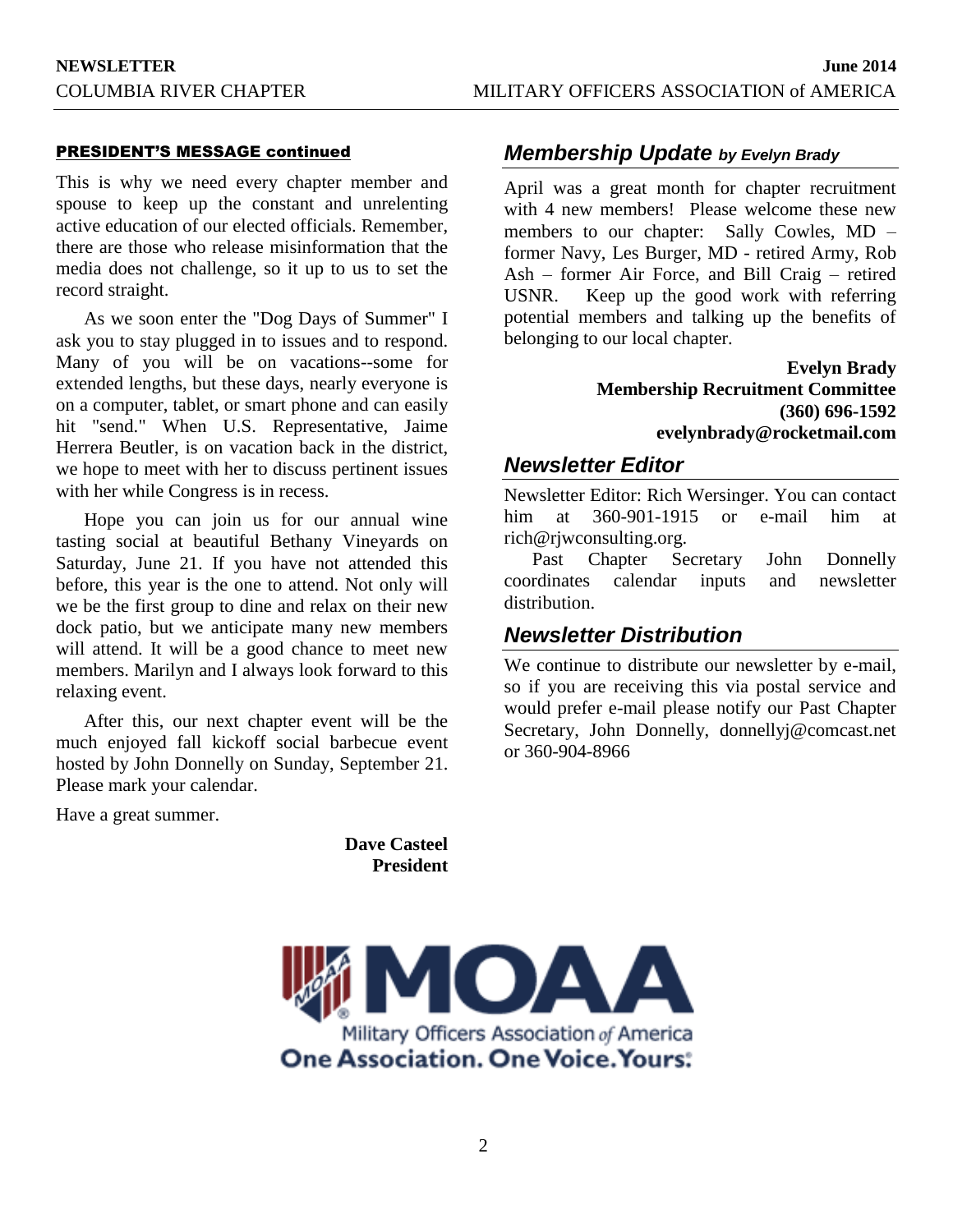## PRESIDENT'S MESSAGE continued

This is why we need every chapter member and spouse to keep up the constant and unrelenting active education of our elected officials. Remember, there are those who release misinformation that the media does not challenge, so it up to us to set the record straight.

As we soon enter the "Dog Days of Summer" I ask you to stay plugged in to issues and to respond. Many of you will be on vacations--some for extended lengths, but these days, nearly everyone is on a computer, tablet, or smart phone and can easily hit "send." When U.S. Representative, Jaime Herrera Beutler, is on vacation back in the district, we hope to meet with her to discuss pertinent issues with her while Congress is in recess.

Hope you can join us for our annual wine tasting social at beautiful Bethany Vineyards on Saturday, June 21. If you have not attended this before, this year is the one to attend. Not only will we be the first group to dine and relax on their new dock patio, but we anticipate many new members will attend. It will be a good chance to meet new members. Marilyn and I always look forward to this relaxing event.

After this, our next chapter event will be the much enjoyed fall kickoff social barbecue event hosted by John Donnelly on Sunday, September 21. Please mark your calendar.

Have a great summer.

**Dave Casteel**
**President**

## *Membership Update by Evelyn Brady*

April was a great month for chapter recruitment with 4 new members! Please welcome these new members to our chapter: Sally Cowles, MD – former Navy, Les Burger, MD - retired Army, Rob Ash – former Air Force, and Bill Craig – retired USNR. Keep up the good work with referring potential members and talking up the benefits of belonging to our local chapter.

**Evelyn Brady**
**Membership Recruitment Committee**
**(360) 696-1592**
**evelynbrady@rocketmail.com**

## *Newsletter Editor*

Newsletter Editor: Rich Wersinger. You can contact him at 360-901-1915 or e-mail him at rich@rjwconsulting.org.

Past Chapter Secretary John Donnelly coordinates calendar inputs and newsletter distribution.

## *Newsletter Distribution*

We continue to distribute our newsletter by e-mail, so if you are receiving this via postal service and would prefer e-mail please notify our Past Chapter Secretary, John Donnelly, donnellyj@comcast.net or 360-904-8966

MOAA
Military Officers Association of America
One Association. One Voice. Yours.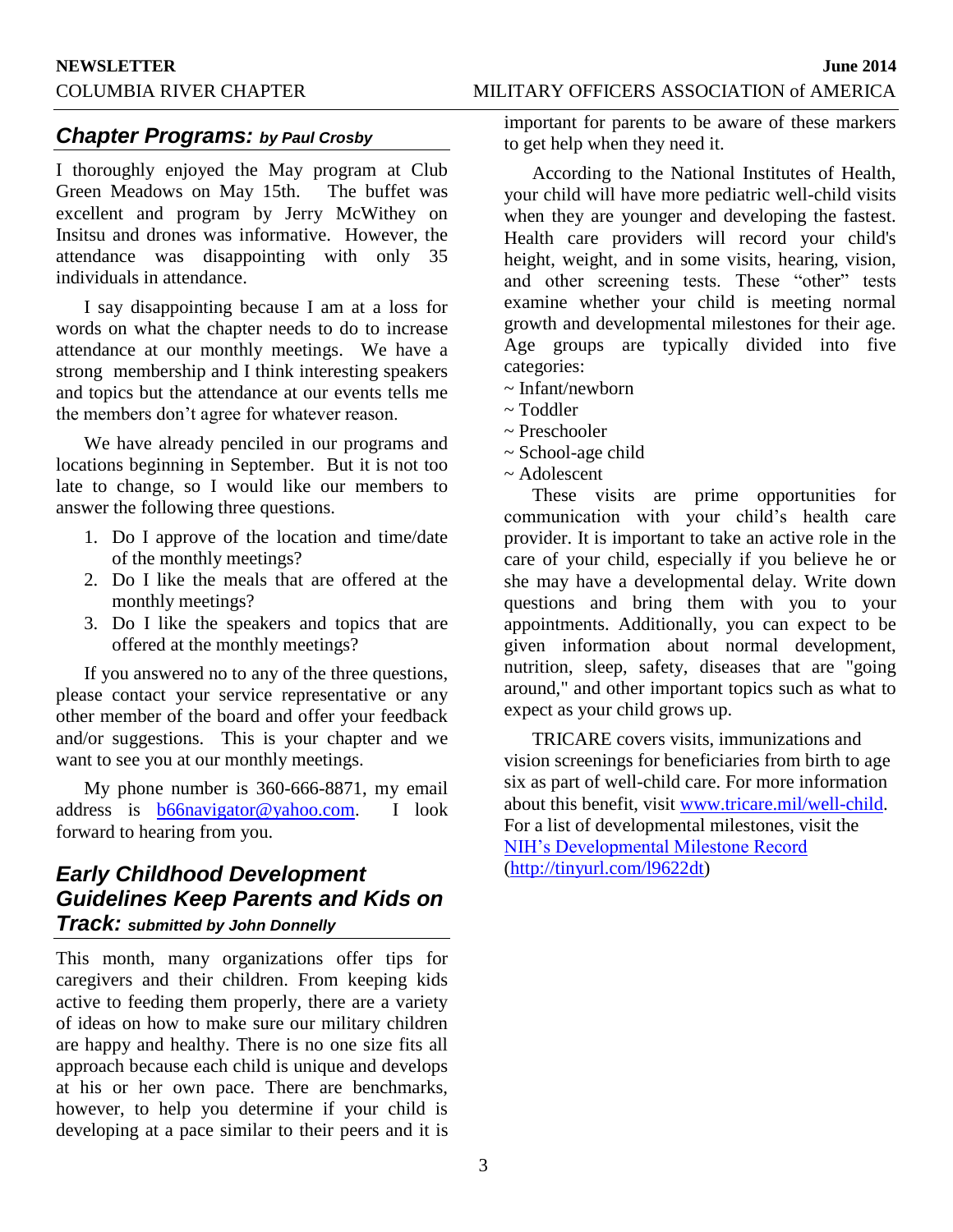## *Chapter Programs: by Paul Crosby*

I thoroughly enjoyed the May program at Club Green Meadows on May 15th. The buffet was excellent and program by Jerry McWithey on Insitsu and drones was informative. However, the attendance was disappointing with only 35 individuals in attendance.

I say disappointing because I am at a loss for words on what the chapter needs to do to increase attendance at our monthly meetings. We have a strong membership and I think interesting speakers and topics but the attendance at our events tells me the members don't agree for whatever reason.

We have already penciled in our programs and locations beginning in September. But it is not too late to change, so I would like our members to answer the following three questions.

1. Do I approve of the location and time/date of the monthly meetings?
2. Do I like the meals that are offered at the monthly meetings?
3. Do I like the speakers and topics that are offered at the monthly meetings?

If you answered no to any of the three questions, please contact your service representative or any other member of the board and offer your feedback and/or suggestions. This is your chapter and we want to see you at our monthly meetings.

My phone number is 360-666-8871, my email address is b66navigator@yahoo.com. I look forward to hearing from you.

## *Early Childhood Development Guidelines Keep Parents and Kids on Track: submitted by John Donnelly*

This month, many organizations offer tips for caregivers and their children. From keeping kids active to feeding them properly, there are a variety of ideas on how to make sure our military children are happy and healthy. There is no one size fits all approach because each child is unique and develops at his or her own pace. There are benchmarks, however, to help you determine if your child is developing at a pace similar to their peers and it is important for parents to be aware of these markers to get help when they need it.

According to the National Institutes of Health, your child will have more pediatric well-child visits when they are younger and developing the fastest. Health care providers will record your child's height, weight, and in some visits, hearing, vision, and other screening tests. These "other" tests examine whether your child is meeting normal growth and developmental milestones for their age. Age groups are typically divided into five categories:

~ Infant/newborn
~ Toddler
~ Preschooler
~ School-age child
~ Adolescent

These visits are prime opportunities for communication with your child's health care provider. It is important to take an active role in the care of your child, especially if you believe he or she may have a developmental delay. Write down questions and bring them with you to your appointments. Additionally, you can expect to be given information about normal development, nutrition, sleep, safety, diseases that are "going around," and other important topics such as what to expect as your child grows up.

TRICARE covers visits, immunizations and vision screenings for beneficiaries from birth to age six as part of well-child care. For more information about this benefit, visit www.tricare.mil/well-child. For a list of developmental milestones, visit the NIH's Developmental Milestone Record (http://tinyurl.com/l9622dt)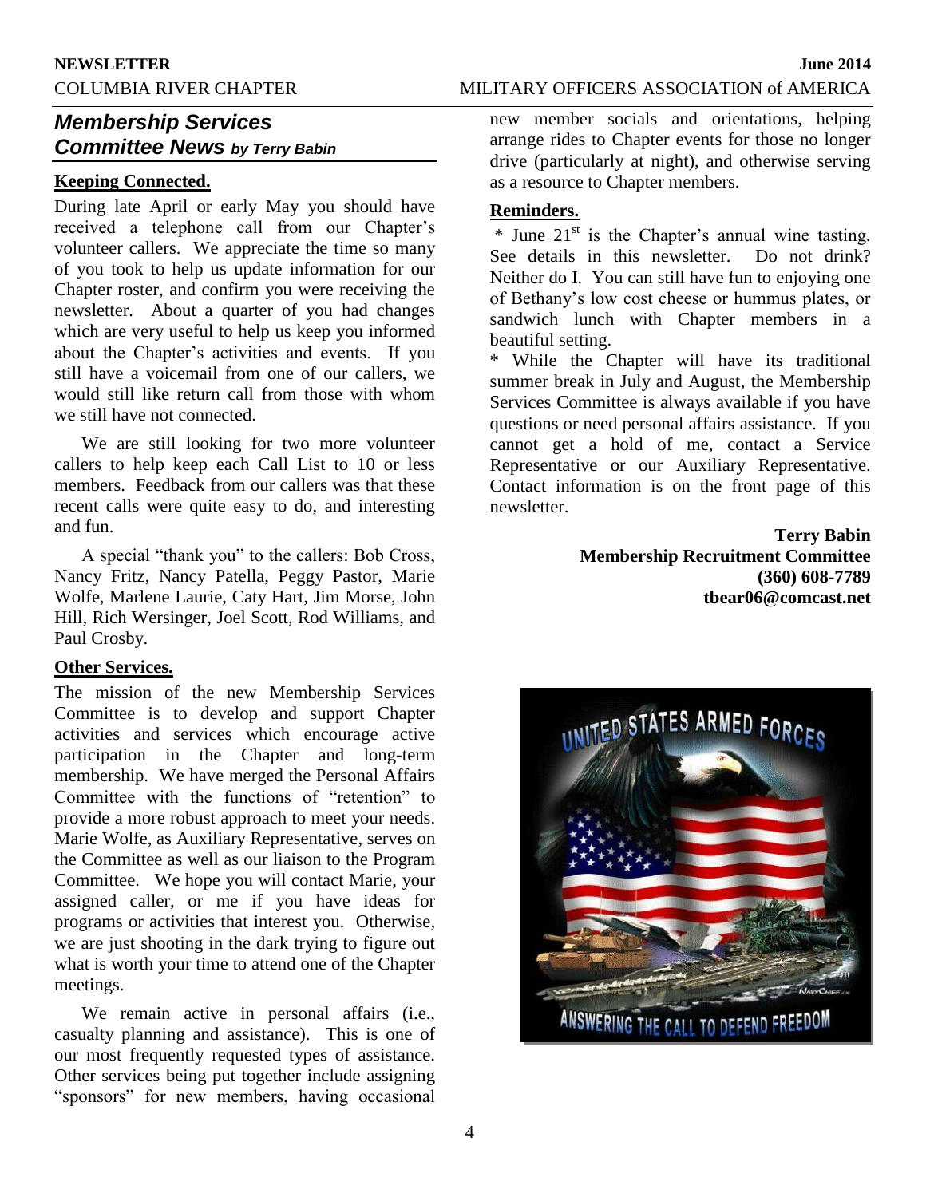## Membership Services Committee News *by Terry Babin*

**Keeping Connected.**

During late April or early May you should have received a telephone call from our Chapter's volunteer callers. We appreciate the time so many of you took to help us update information for our Chapter roster, and confirm you were receiving the newsletter. About a quarter of you had changes which are very useful to help us keep you informed about the Chapter's activities and events. If you still have a voicemail from one of our callers, we would still like return call from those with whom we still have not connected.

We are still looking for two more volunteer callers to help keep each Call List to 10 or less members. Feedback from our callers was that these recent calls were quite easy to do, and interesting and fun.

A special "thank you" to the callers: Bob Cross, Nancy Fritz, Nancy Patella, Peggy Pastor, Marie Wolfe, Marlene Laurie, Caty Hart, Jim Morse, John Hill, Rich Wersinger, Joel Scott, Rod Williams, and Paul Crosby.

**Other Services.**

The mission of the new Membership Services Committee is to develop and support Chapter activities and services which encourage active participation in the Chapter and long-term membership. We have merged the Personal Affairs Committee with the functions of "retention" to provide a more robust approach to meet your needs. Marie Wolfe, as Auxiliary Representative, serves on the Committee as well as our liaison to the Program Committee. We hope you will contact Marie, your assigned caller, or me if you have ideas for programs or activities that interest you. Otherwise, we are just shooting in the dark trying to figure out what is worth your time to attend one of the Chapter meetings.

We remain active in personal affairs (i.e., casualty planning and assistance). This is one of our most frequently requested types of assistance. Other services being put together include assigning "sponsors" for new members, having occasional new member socials and orientations, helping arrange rides to Chapter events for those no longer drive (particularly at night), and otherwise serving as a resource to Chapter members.

**Reminders.**

* June 21st is the Chapter's annual wine tasting. See details in this newsletter. Do not drink? Neither do I. You can still have fun to enjoying one of Bethany's low cost cheese or hummus plates, or sandwich lunch with Chapter members in a beautiful setting.

* While the Chapter will have its traditional summer break in July and August, the Membership Services Committee is always available if you have questions or need personal affairs assistance. If you cannot get a hold of me, contact a Service Representative or our Auxiliary Representative. Contact information is on the front page of this newsletter.

**Terry Babin**
**Membership Recruitment Committee**
**(360) 608-7789**
**tbear06@comcast.net**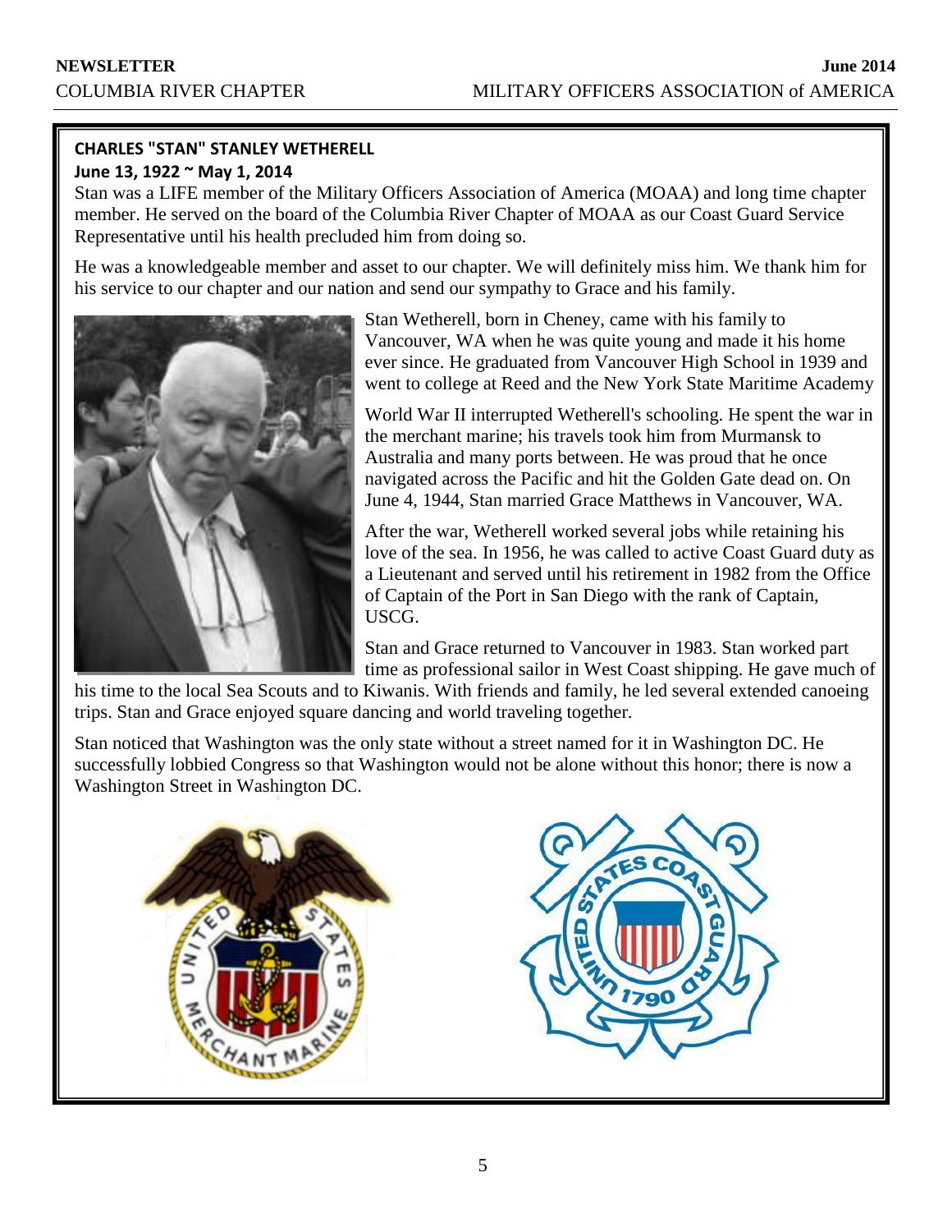## CHARLES "STAN" STANLEY WETHERELL

**June 13, 1922 ~ May 1, 2014**

Stan was a LIFE member of the Military Officers Association of America (MOAA) and long time chapter member. He served on the board of the Columbia River Chapter of MOAA as our Coast Guard Service Representative until his health precluded him from doing so.

He was a knowledgeable member and asset to our chapter. We will definitely miss him. We thank him for his service to our chapter and our nation and send our sympathy to Grace and his family.

Stan Wetherell, born in Cheney, came with his family to Vancouver, WA when he was quite young and made it his home ever since. He graduated from Vancouver High School in 1939 and went to college at Reed and the New York State Maritime Academy

World War II interrupted Wetherell's schooling. He spent the war in the merchant marine; his travels took him from Murmansk to Australia and many ports between. He was proud that he once navigated across the Pacific and hit the Golden Gate dead on. On June 4, 1944, Stan married Grace Matthews in Vancouver, WA.

After the war, Wetherell worked several jobs while retaining his love of the sea. In 1956, he was called to active Coast Guard duty as a Lieutenant and served until his retirement in 1982 from the Office of Captain of the Port in San Diego with the rank of Captain, USCG.

Stan and Grace returned to Vancouver in 1983. Stan worked part time as professional sailor in West Coast shipping. He gave much of his time to the local Sea Scouts and to Kiwanis. With friends and family, he led several extended canoeing trips. Stan and Grace enjoyed square dancing and world traveling together.

Stan noticed that Washington was the only state without a street named for it in Washington DC. He successfully lobbied Congress so that Washington would not be alone without this honor; there is now a Washington Street in Washington DC.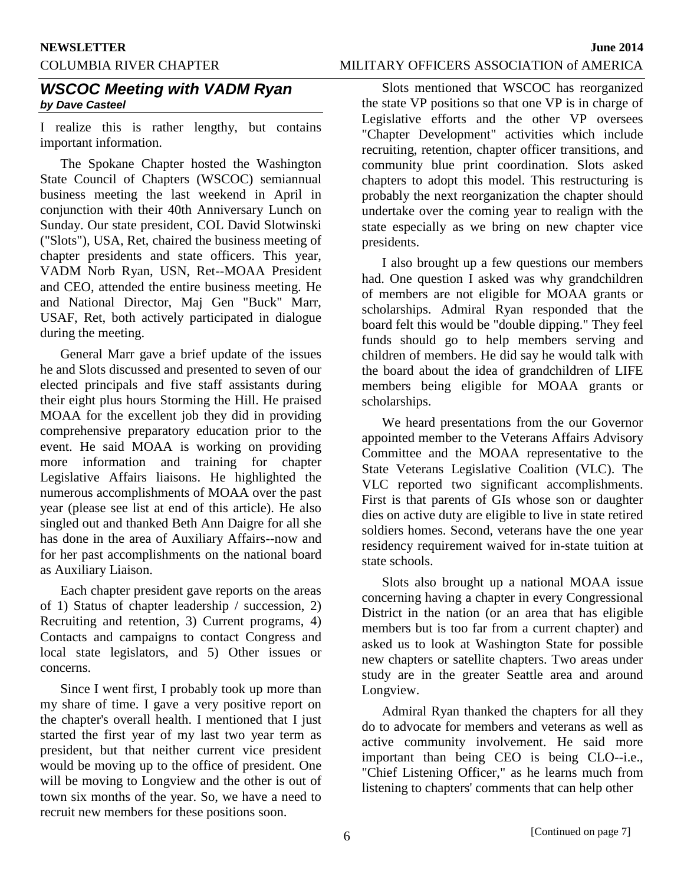## *WSCOC Meeting with VADM Ryan*

***by Dave Casteel***

I realize this is rather lengthy, but contains important information.

The Spokane Chapter hosted the Washington State Council of Chapters (WSCOC) semiannual business meeting the last weekend in April in conjunction with their 40th Anniversary Lunch on Sunday. Our state president, COL David Slotwinski ("Slots"), USA, Ret, chaired the business meeting of chapter presidents and state officers. This year, VADM Norb Ryan, USN, Ret--MOAA President and CEO, attended the entire business meeting. He and National Director, Maj Gen "Buck" Marr, USAF, Ret, both actively participated in dialogue during the meeting.

General Marr gave a brief update of the issues he and Slots discussed and presented to seven of our elected principals and five staff assistants during their eight plus hours Storming the Hill. He praised MOAA for the excellent job they did in providing comprehensive preparatory education prior to the event. He said MOAA is working on providing more information and training for chapter Legislative Affairs liaisons. He highlighted the numerous accomplishments of MOAA over the past year (please see list at end of this article). He also singled out and thanked Beth Ann Daigre for all she has done in the area of Auxiliary Affairs--now and for her past accomplishments on the national board as Auxiliary Liaison.

Each chapter president gave reports on the areas of 1) Status of chapter leadership / succession, 2) Recruiting and retention, 3) Current programs, 4) Contacts and campaigns to contact Congress and local state legislators, and 5) Other issues or concerns.

Since I went first, I probably took up more than my share of time. I gave a very positive report on the chapter's overall health. I mentioned that I just started the first year of my last two year term as president, but that neither current vice president would be moving up to the office of president. One will be moving to Longview and the other is out of town six months of the year. So, we have a need to recruit new members for these positions soon.

Slots mentioned that WSCOC has reorganized the state VP positions so that one VP is in charge of Legislative efforts and the other VP oversees "Chapter Development" activities which include recruiting, retention, chapter officer transitions, and community blue print coordination. Slots asked chapters to adopt this model. This restructuring is probably the next reorganization the chapter should undertake over the coming year to realign with the state especially as we bring on new chapter vice presidents.

I also brought up a few questions our members had. One question I asked was why grandchildren of members are not eligible for MOAA grants or scholarships. Admiral Ryan responded that the board felt this would be "double dipping." They feel funds should go to help members serving and children of members. He did say he would talk with the board about the idea of grandchildren of LIFE members being eligible for MOAA grants or scholarships.

We heard presentations from the our Governor appointed member to the Veterans Affairs Advisory Committee and the MOAA representative to the State Veterans Legislative Coalition (VLC). The VLC reported two significant accomplishments. First is that parents of GIs whose son or daughter dies on active duty are eligible to live in state retired soldiers homes. Second, veterans have the one year residency requirement waived for in-state tuition at state schools.

Slots also brought up a national MOAA issue concerning having a chapter in every Congressional District in the nation (or an area that has eligible members but is too far from a current chapter) and asked us to look at Washington State for possible new chapters or satellite chapters. Two areas under study are in the greater Seattle area and around Longview.

Admiral Ryan thanked the chapters for all they do to advocate for members and veterans as well as active community involvement. He said more important than being CEO is being CLO--i.e., "Chief Listening Officer," as he learns much from listening to chapters' comments that can help other

[Continued on page 7]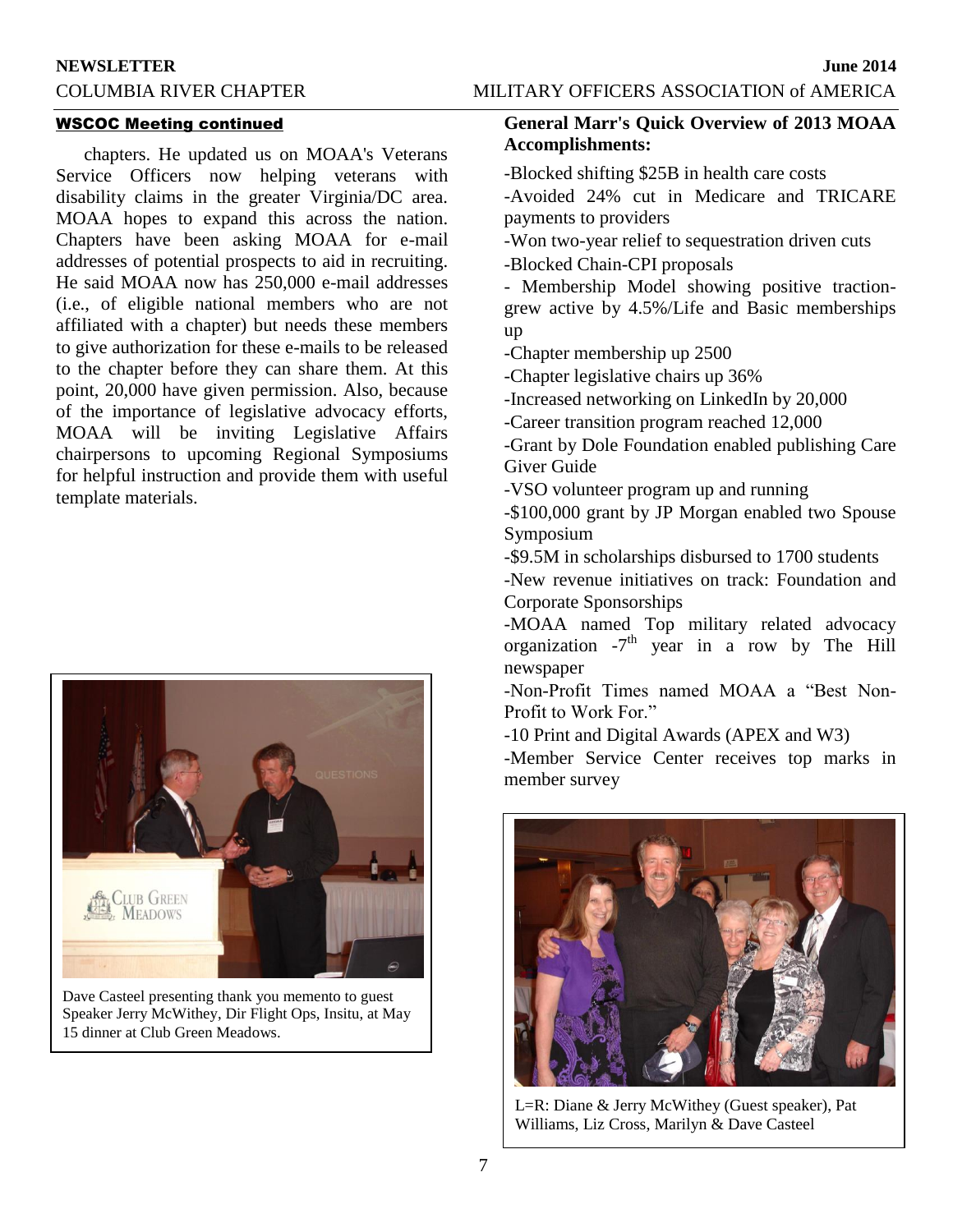## WSCOC Meeting continued

chapters. He updated us on MOAA's Veterans Service Officers now helping veterans with disability claims in the greater Virginia/DC area. MOAA hopes to expand this across the nation. Chapters have been asking MOAA for e-mail addresses of potential prospects to aid in recruiting. He said MOAA now has 250,000 e-mail addresses (i.e., of eligible national members who are not affiliated with a chapter) but needs these members to give authorization for these e-mails to be released to the chapter before they can share them. At this point, 20,000 have given permission. Also, because of the importance of legislative advocacy efforts, MOAA will be inviting Legislative Affairs chairpersons to upcoming Regional Symposiums for helpful instruction and provide them with useful template materials.

Dave Casteel presenting thank you memento to guest Speaker Jerry McWithey, Dir Flight Ops, Insitu, at May 15 dinner at Club Green Meadows.

**General Marr's Quick Overview of 2013 MOAA Accomplishments:**

-Blocked shifting $25B in health care costs

-Avoided 24% cut in Medicare and TRICARE payments to providers

-Won two-year relief to sequestration driven cuts

-Blocked Chain-CPI proposals

- Membership Model showing positive traction- grew active by 4.5%/Life and Basic memberships up

-Chapter membership up 2500

-Chapter legislative chairs up 36%

-Increased networking on LinkedIn by 20,000

-Career transition program reached 12,000

-Grant by Dole Foundation enabled publishing Care Giver Guide

-VSO volunteer program up and running

-$100,000 grant by JP Morgan enabled two Spouse Symposium

-$9.5M in scholarships disbursed to 1700 students

-New revenue initiatives on track: Foundation and Corporate Sponsorships

-MOAA named Top military related advocacy organization -7th year in a row by The Hill newspaper

-Non-Profit Times named MOAA a "Best Non-Profit to Work For."

-10 Print and Digital Awards (APEX and W3)

-Member Service Center receives top marks in member survey

L=R: Diane & Jerry McWithey (Guest speaker), Pat Williams, Liz Cross, Marilyn & Dave Casteel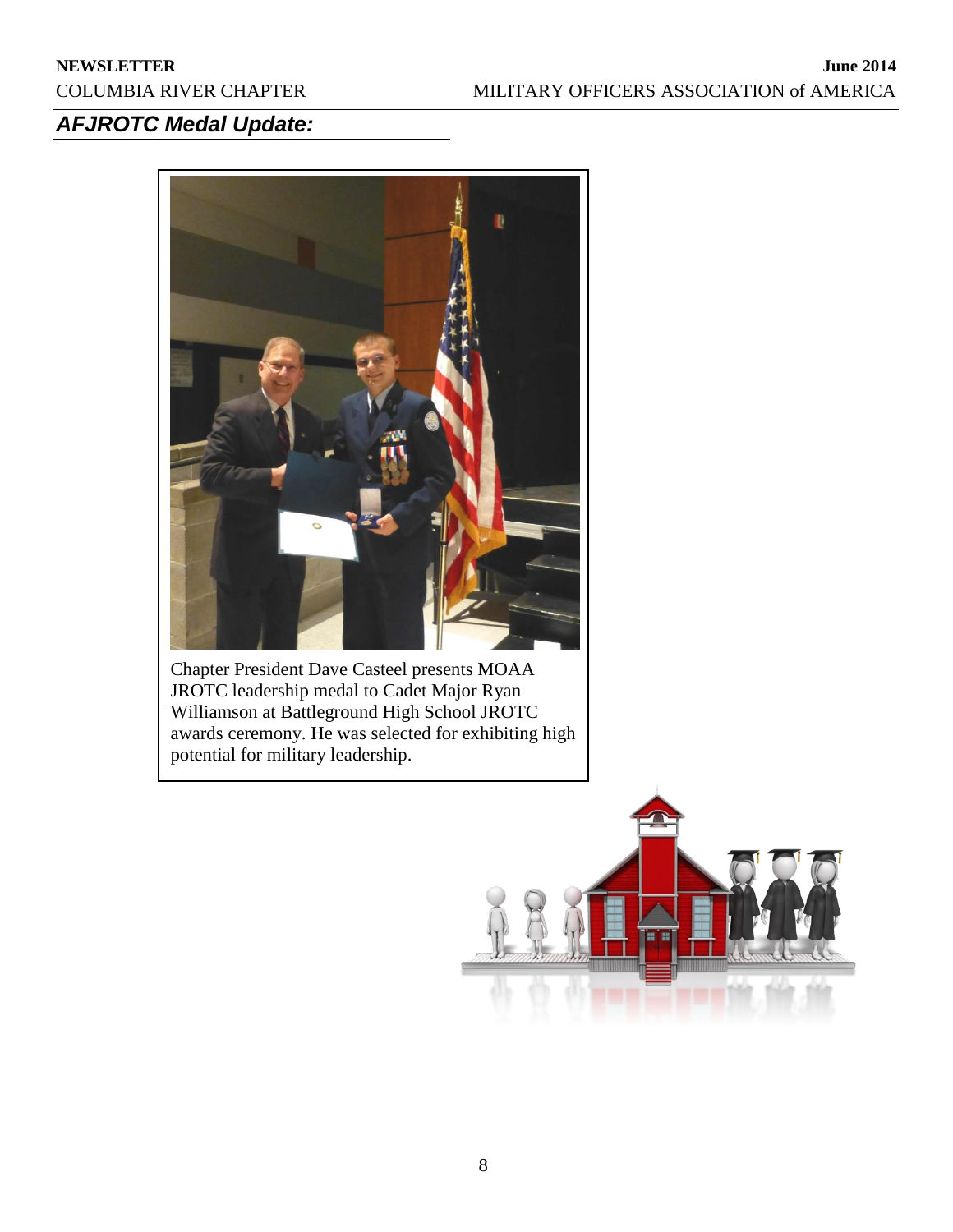## AFJROTC Medal Update:

Chapter President Dave Casteel presents MOAA JROTC leadership medal to Cadet Major Ryan Williamson at Battleground High School JROTC awards ceremony. He was selected for exhibiting high potential for military leadership.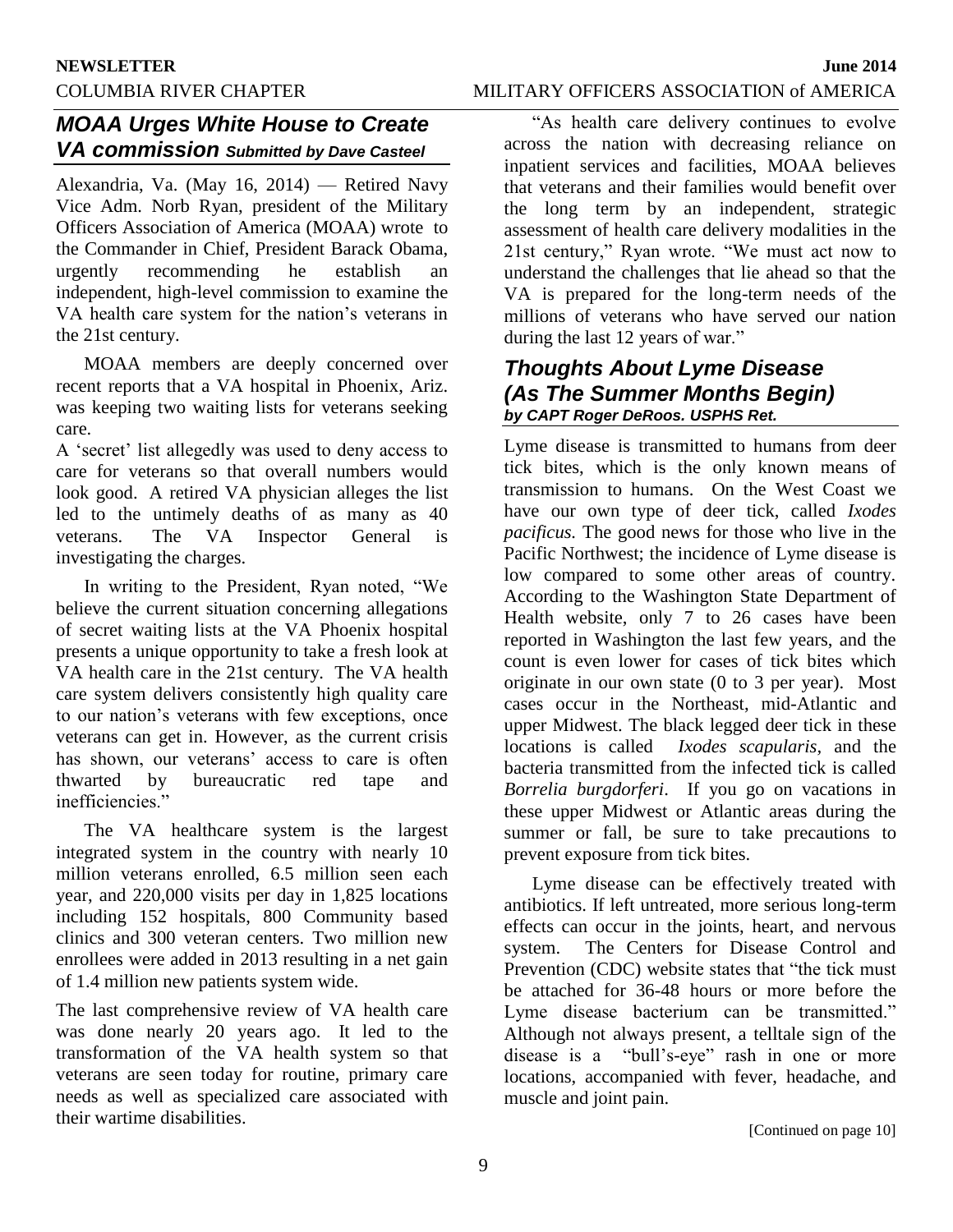## *MOAA Urges White House to Create VA commission* ***Submitted by Dave Casteel***

Alexandria, Va. (May 16, 2014) — Retired Navy Vice Adm. Norb Ryan, president of the Military Officers Association of America (MOAA) wrote to the Commander in Chief, President Barack Obama, urgently recommending he establish an independent, high-level commission to examine the VA health care system for the nation's veterans in the 21st century.

MOAA members are deeply concerned over recent reports that a VA hospital in Phoenix, Ariz. was keeping two waiting lists for veterans seeking care.

A 'secret' list allegedly was used to deny access to care for veterans so that overall numbers would look good. A retired VA physician alleges the list led to the untimely deaths of as many as 40 veterans. The VA Inspector General is investigating the charges.

In writing to the President, Ryan noted, "We believe the current situation concerning allegations of secret waiting lists at the VA Phoenix hospital presents a unique opportunity to take a fresh look at VA health care in the 21st century. The VA health care system delivers consistently high quality care to our nation's veterans with few exceptions, once veterans can get in. However, as the current crisis has shown, our veterans' access to care is often thwarted by bureaucratic red tape and inefficiencies."

The VA healthcare system is the largest integrated system in the country with nearly 10 million veterans enrolled, 6.5 million seen each year, and 220,000 visits per day in 1,825 locations including 152 hospitals, 800 Community based clinics and 300 veteran centers. Two million new enrollees were added in 2013 resulting in a net gain of 1.4 million new patients system wide.

The last comprehensive review of VA health care was done nearly 20 years ago. It led to the transformation of the VA health system so that veterans are seen today for routine, primary care needs as well as specialized care associated with their wartime disabilities.

"As health care delivery continues to evolve across the nation with decreasing reliance on inpatient services and facilities, MOAA believes that veterans and their families would benefit over the long term by an independent, strategic assessment of health care delivery modalities in the 21st century," Ryan wrote. "We must act now to understand the challenges that lie ahead so that the VA is prepared for the long-term needs of the millions of veterans who have served our nation during the last 12 years of war."

## *Thoughts About Lyme Disease (As The Summer Months Begin)* ***by CAPT Roger DeRoos. USPHS Ret.***

Lyme disease is transmitted to humans from deer tick bites, which is the only known means of transmission to humans. On the West Coast we have our own type of deer tick, called *Ixodes pacificus.* The good news for those who live in the Pacific Northwest; the incidence of Lyme disease is low compared to some other areas of country. According to the Washington State Department of Health website, only 7 to 26 cases have been reported in Washington the last few years, and the count is even lower for cases of tick bites which originate in our own state (0 to 3 per year). Most cases occur in the Northeast, mid-Atlantic and upper Midwest. The black legged deer tick in these locations is called *Ixodes scapularis,* and the bacteria transmitted from the infected tick is called *Borrelia burgdorferi*. If you go on vacations in these upper Midwest or Atlantic areas during the summer or fall, be sure to take precautions to prevent exposure from tick bites.

Lyme disease can be effectively treated with antibiotics. If left untreated, more serious long-term effects can occur in the joints, heart, and nervous system. The Centers for Disease Control and Prevention (CDC) website states that "the tick must be attached for 36-48 hours or more before the Lyme disease bacterium can be transmitted." Although not always present, a telltale sign of the disease is a "bull's-eye" rash in one or more locations, accompanied with fever, headache, and muscle and joint pain.

[Continued on page 10]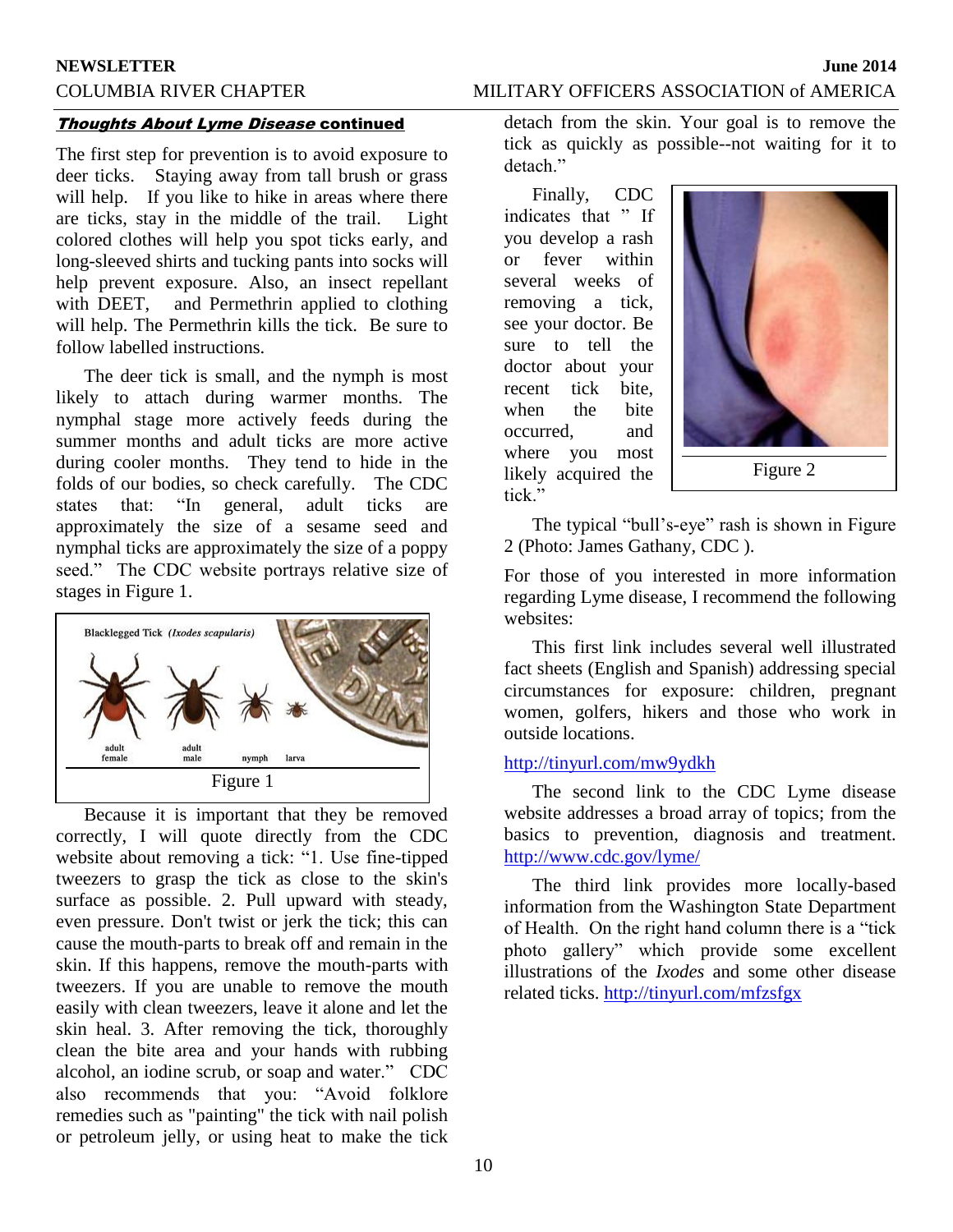***Thoughts About Lyme Disease* continued**

The first step for prevention is to avoid exposure to deer ticks. Staying away from tall brush or grass will help. If you like to hike in areas where there are ticks, stay in the middle of the trail. Light colored clothes will help you spot ticks early, and long-sleeved shirts and tucking pants into socks will help prevent exposure. Also, an insect repellant with DEET, and Permethrin applied to clothing will help. The Permethrin kills the tick. Be sure to follow labelled instructions.

The deer tick is small, and the nymph is most likely to attach during warmer months. The nymphal stage more actively feeds during the summer months and adult ticks are more active during cooler months. They tend to hide in the folds of our bodies, so check carefully. The CDC states that: "In general, adult ticks are approximately the size of a sesame seed and nymphal ticks are approximately the size of a poppy seed." The CDC website portrays relative size of stages in Figure 1.

Figure 1

Because it is important that they be removed correctly, I will quote directly from the CDC website about removing a tick: "1. Use fine-tipped tweezers to grasp the tick as close to the skin's surface as possible. 2. Pull upward with steady, even pressure. Don't twist or jerk the tick; this can cause the mouth-parts to break off and remain in the skin. If this happens, remove the mouth-parts with tweezers. If you are unable to remove the mouth easily with clean tweezers, leave it alone and let the skin heal. 3. After removing the tick, thoroughly clean the bite area and your hands with rubbing alcohol, an iodine scrub, or soap and water." CDC also recommends that you: "Avoid folklore remedies such as "painting" the tick with nail polish or petroleum jelly, or using heat to make the tick detach from the skin. Your goal is to remove the tick as quickly as possible--not waiting for it to detach."

Finally, CDC indicates that " If you develop a rash or fever within several weeks of removing a tick, see your doctor. Be sure to tell the doctor about your recent tick bite, when the bite occurred, and where you most likely acquired the tick."

Figure 2

The typical "bull's-eye" rash is shown in Figure 2 (Photo: James Gathany, CDC ).

For those of you interested in more information regarding Lyme disease, I recommend the following websites:

This first link includes several well illustrated fact sheets (English and Spanish) addressing special circumstances for exposure: children, pregnant women, golfers, hikers and those who work in outside locations.

http://tinyurl.com/mw9ydkh

The second link to the CDC Lyme disease website addresses a broad array of topics; from the basics to prevention, diagnosis and treatment. http://www.cdc.gov/lyme/

The third link provides more locally-based information from the Washington State Department of Health. On the right hand column there is a "tick photo gallery" which provide some excellent illustrations of the *Ixodes* and some other disease related ticks. http://tinyurl.com/mfzsfgx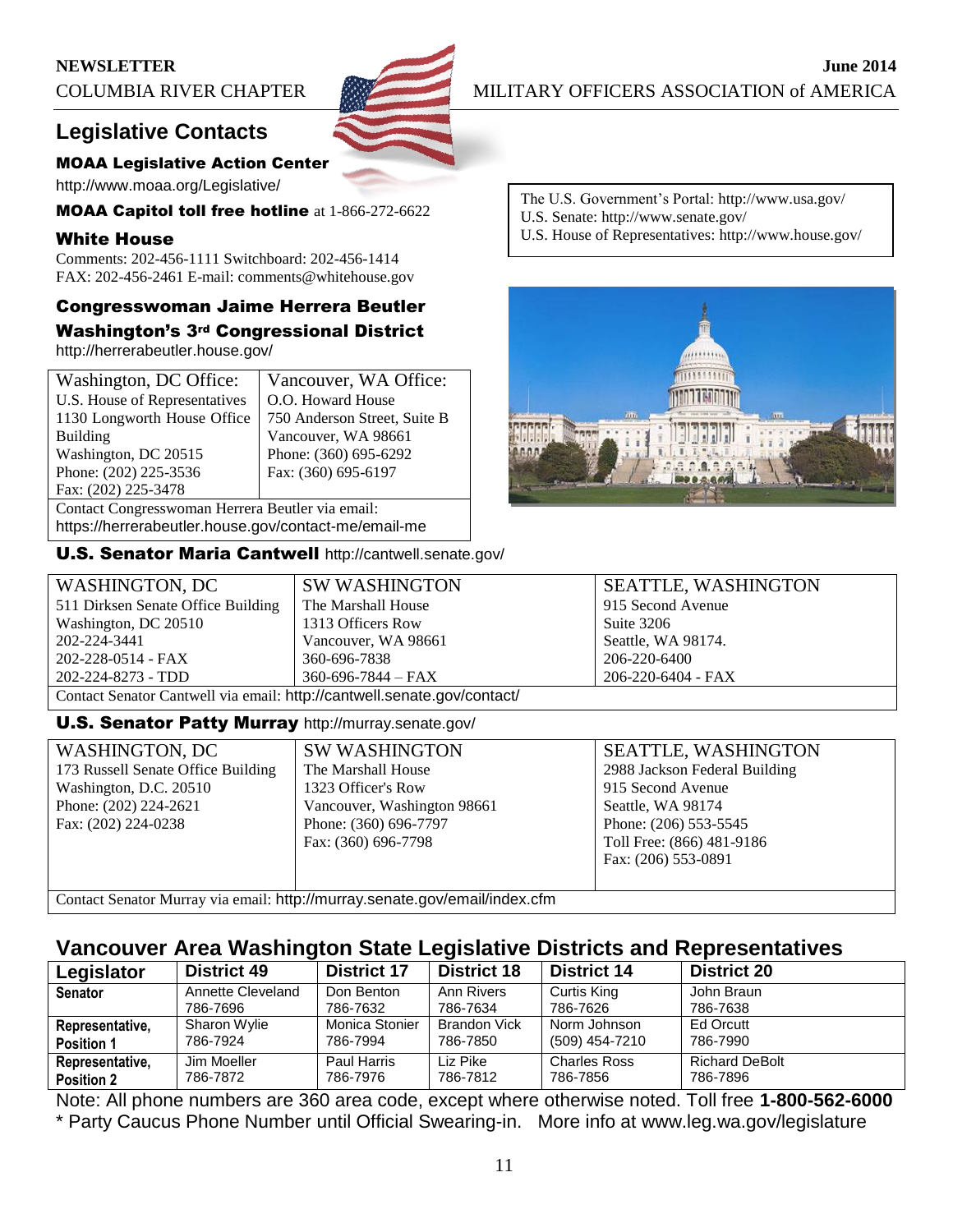## Legislative Contacts

**MOAA Legislative Action Center**

http://www.moaa.org/Legislative/

**MOAA Capitol toll free hotline** at 1-866-272-6622

**White House**

Comments: 202-456-1111 Switchboard: 202-456-1414
FAX: 202-456-2461 E-mail: comments@whitehouse.gov

The U.S. Government's Portal: http://www.usa.gov/
U.S. Senate: http://www.senate.gov/
U.S. House of Representatives: http://www.house.gov/

### Congresswoman Jaime Herrera Beutler Washington's 3rd Congressional District

http://herrerabeutler.house.gov/

| Washington, DC Office: | Vancouver, WA Office: |
|---|---|
| U.S. House of Representatives<br>1130 Longworth House Office Building<br>Washington, DC 20515<br>Phone: (202) 225-3536<br>Fax: (202) 225-3478 | O.O. Howard House<br>750 Anderson Street, Suite B<br>Vancouver, WA 98661<br>Phone: (360) 695-6292<br>Fax: (360) 695-6197 |

Contact Congresswoman Herrera Beutler via email: https://herrerabeutler.house.gov/contact-me/email-me

### U.S. Senator Maria Cantwell http://cantwell.senate.gov/

| WASHINGTON, DC | SW WASHINGTON | SEATTLE, WASHINGTON |
|---|---|---|
| 511 Dirksen Senate Office Building<br>Washington, DC 20510<br>202-224-3441<br>202-228-0514 - FAX<br>202-224-8273 - TDD | The Marshall House<br>1313 Officers Row<br>Vancouver, WA 98661<br>360-696-7838<br>360-696-7844 – FAX | 915 Second Avenue<br>Suite 3206<br>Seattle, WA 98174.<br>206-220-6400<br>206-220-6404 - FAX |

Contact Senator Cantwell via email: http://cantwell.senate.gov/contact/

### U.S. Senator Patty Murray http://murray.senate.gov/

| WASHINGTON, DC | SW WASHINGTON | SEATTLE, WASHINGTON |
|---|---|---|
| 173 Russell Senate Office Building<br>Washington, D.C. 20510<br>Phone: (202) 224-2621<br>Fax: (202) 224-0238 | The Marshall House<br>1323 Officer's Row<br>Vancouver, Washington 98661<br>Phone: (360) 696-7797<br>Fax: (360) 696-7798 | 2988 Jackson Federal Building<br>915 Second Avenue<br>Seattle, WA 98174<br>Phone: (206) 553-5545<br>Toll Free: (866) 481-9186<br>Fax: (206) 553-0891 |

Contact Senator Murray via email: http://murray.senate.gov/email/index.cfm

## Vancouver Area Washington State Legislative Districts and Representatives

| Legislator | District 49 | District 17 | District 18 | District 14 | District 20 |
|---|---|---|---|---|---|
| **Senator** | Annette Cleveland<br>786-7696 | Don Benton<br>786-7632 | Ann Rivers<br>786-7634 | Curtis King<br>786-7626 | John Braun<br>786-7638 |
| **Representative, Position 1** | Sharon Wylie<br>786-7924 | Monica Stonier<br>786-7994 | Brandon Vick<br>786-7850 | Norm Johnson<br>(509) 454-7210 | Ed Orcutt<br>786-7990 |
| **Representative, Position 2** | Jim Moeller<br>786-7872 | Paul Harris<br>786-7976 | Liz Pike<br>786-7812 | Charles Ross<br>786-7856 | Richard DeBolt<br>786-7896 |

Note: All phone numbers are 360 area code, except where otherwise noted. Toll free **1-800-562-6000**
* Party Caucus Phone Number until Official Swearing-in. More info at www.leg.wa.gov/legislature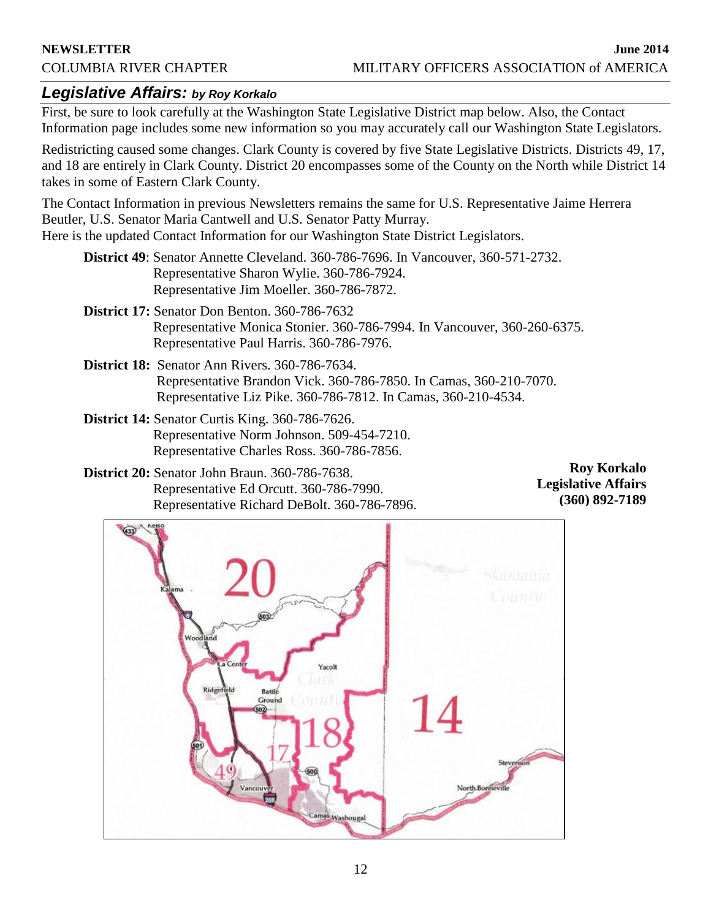## *Legislative Affairs: by Roy Korkalo*

First, be sure to look carefully at the Washington State Legislative District map below. Also, the Contact Information page includes some new information so you may accurately call our Washington State Legislators.

Redistricting caused some changes. Clark County is covered by five State Legislative Districts. Districts 49, 17, and 18 are entirely in Clark County. District 20 encompasses some of the County on the North while District 14 takes in some of Eastern Clark County.

The Contact Information in previous Newsletters remains the same for U.S. Representative Jaime Herrera Beutler, U.S. Senator Maria Cantwell and U.S. Senator Patty Murray.
Here is the updated Contact Information for our Washington State District Legislators.

**District 49**: Senator Annette Cleveland. 360-786-7696. In Vancouver, 360-571-2732.
Representative Sharon Wylie. 360-786-7924.
Representative Jim Moeller. 360-786-7872.

**District 17:** Senator Don Benton. 360-786-7632
Representative Monica Stonier. 360-786-7994. In Vancouver, 360-260-6375.
Representative Paul Harris. 360-786-7976.

**District 18:** Senator Ann Rivers. 360-786-7634.
Representative Brandon Vick. 360-786-7850. In Camas, 360-210-7070.
Representative Liz Pike. 360-786-7812. In Camas, 360-210-4534.

**District 14:** Senator Curtis King. 360-786-7626.
Representative Norm Johnson. 509-454-7210.
Representative Charles Ross. 360-786-7856.

**District 20:** Senator John Braun. 360-786-7638.
Representative Ed Orcutt. 360-786-7990.
Representative Richard DeBolt. 360-786-7896.

**Roy Korkalo**
**Legislative Affairs**
**(360) 892-7189**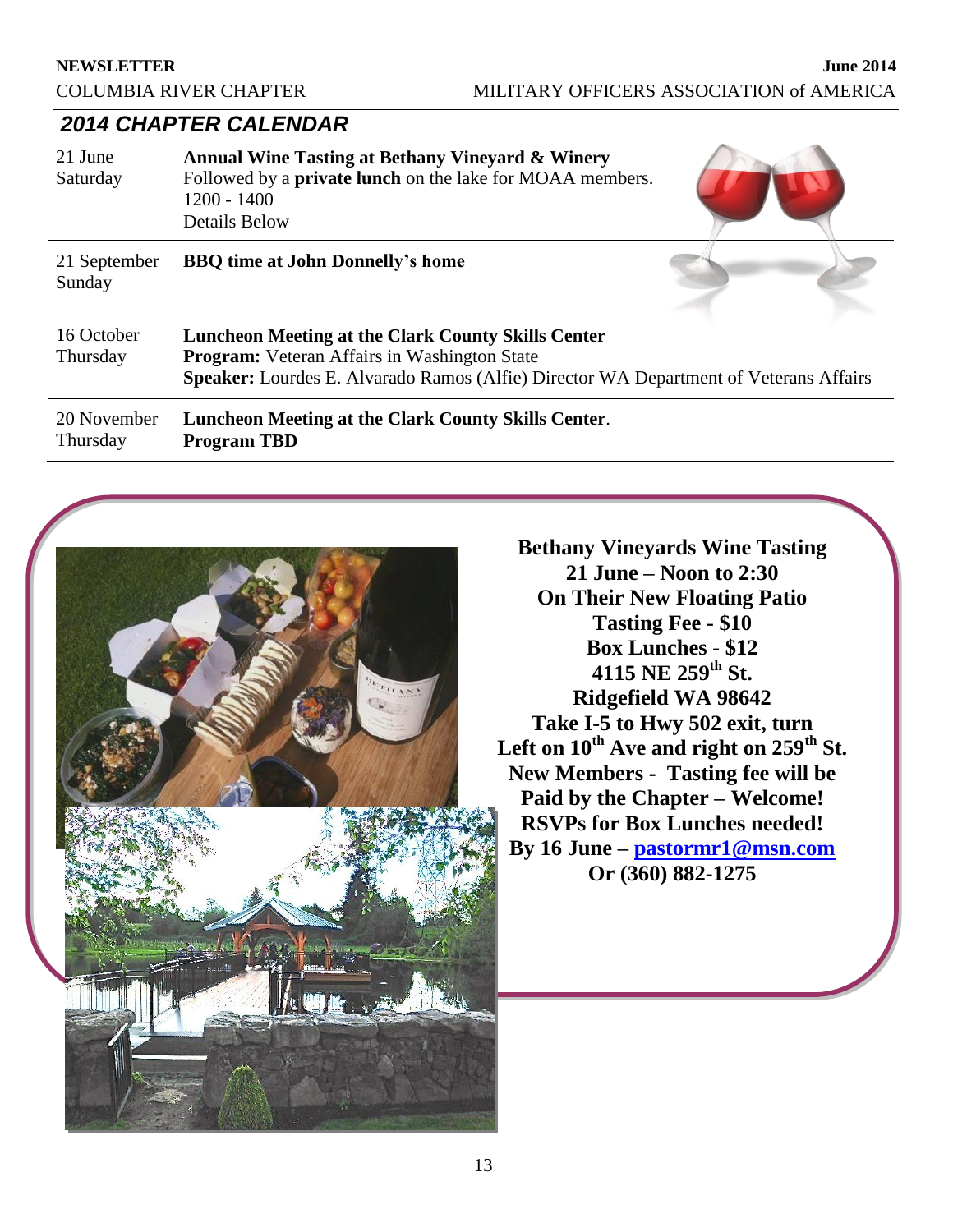## *2014 CHAPTER CALENDAR*

| | |
|---|---|
| 21 June<br>Saturday | **Annual Wine Tasting at Bethany Vineyard & Winery**<br>Followed by a **private lunch** on the lake for MOAA members.<br>1200 - 1400<br>Details Below |
| 21 September<br>Sunday | **BBQ time at John Donnelly's home** |
| 16 October<br>Thursday | **Luncheon Meeting at the Clark County Skills Center**<br>**Program:** Veteran Affairs in Washington State<br>**Speaker:** Lourdes E. Alvarado Ramos (Alfie) Director WA Department of Veterans Affairs |
| 20 November<br>Thursday | **Luncheon Meeting at the Clark County Skills Center**.<br>**Program TBD** |

**Bethany Vineyards Wine Tasting**
**21 June – Noon to 2:30**
**On Their New Floating Patio**
**Tasting Fee - $10**
**Box Lunches - $12**
**4115 NE 259th St.**
**Ridgefield WA 98642**
**Take I-5 to Hwy 502 exit, turn Left on 10th Ave and right on 259th St.**
**New Members - Tasting fee will be Paid by the Chapter – Welcome!**
**RSVPs for Box Lunches needed!**
**By 16 June – pastormr1@msn.com**
**Or (360) 882-1275**